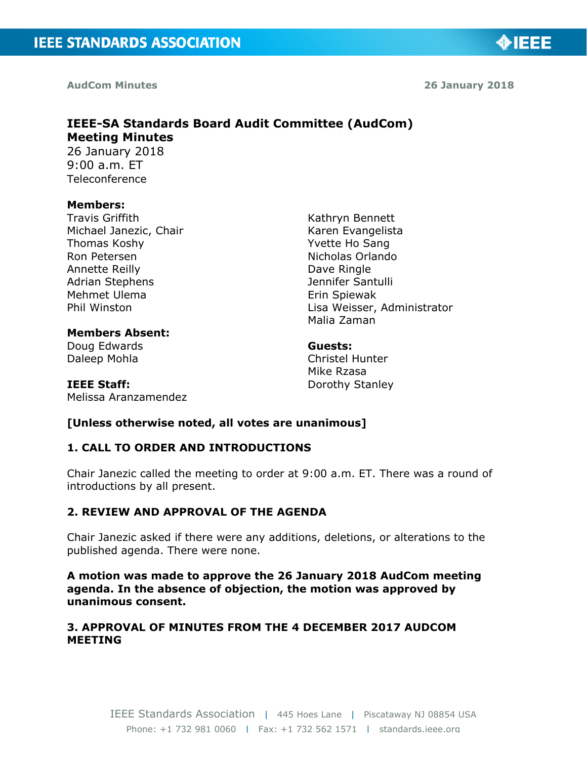**AudCom Minutes** **26 January 2018**

# IEEE-SA Standards Board Audit Committee (AudCom) Meeting Minutes

26 January 2018
9:00 a.m. ET
Teleconference

**Members:**
Travis Griffith
Michael Janezic, Chair
Thomas Koshy
Ron Petersen
Annette Reilly
Adrian Stephens
Mehmet Ulema
Phil Winston

**Members Absent:**
Doug Edwards
Daleep Mohla

**IEEE Staff:**
Melissa Aranzamendez
Kathryn Bennett
Karen Evangelista
Yvette Ho Sang
Nicholas Orlando
Dave Ringle
Jennifer Santulli
Erin Spiewak
Lisa Weisser, Administrator
Malia Zaman

**Guests:**
Christel Hunter
Mike Rzasa
Dorothy Stanley

**[Unless otherwise noted, all votes are unanimous]**

## 1. CALL TO ORDER AND INTRODUCTIONS

Chair Janezic called the meeting to order at 9:00 a.m. ET. There was a round of introductions by all present.

## 2. REVIEW AND APPROVAL OF THE AGENDA

Chair Janezic asked if there were any additions, deletions, or alterations to the published agenda. There were none.

**A motion was made to approve the 26 January 2018 AudCom meeting agenda. In the absence of objection, the motion was approved by unanimous consent.**

## 3. APPROVAL OF MINUTES FROM THE 4 DECEMBER 2017 AUDCOM MEETING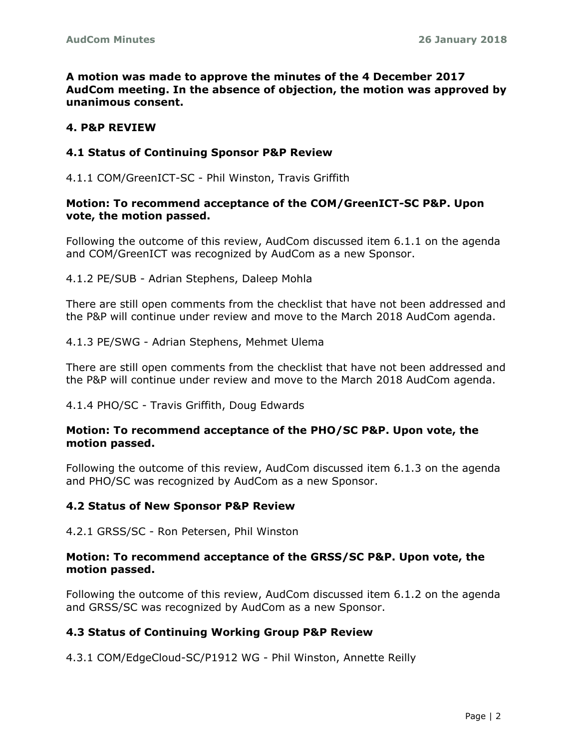**A motion was made to approve the minutes of the 4 December 2017 AudCom meeting. In the absence of objection, the motion was approved by unanimous consent.**

## 4. P&P REVIEW

### 4.1 Status of Continuing Sponsor P&P Review

4.1.1 COM/GreenICT-SC - Phil Winston, Travis Griffith

**Motion: To recommend acceptance of the COM/GreenICT-SC P&P. Upon vote, the motion passed.**

Following the outcome of this review, AudCom discussed item 6.1.1 on the agenda and COM/GreenICT was recognized by AudCom as a new Sponsor.

4.1.2 PE/SUB - Adrian Stephens, Daleep Mohla

There are still open comments from the checklist that have not been addressed and the P&P will continue under review and move to the March 2018 AudCom agenda.

4.1.3 PE/SWG - Adrian Stephens, Mehmet Ulema

There are still open comments from the checklist that have not been addressed and the P&P will continue under review and move to the March 2018 AudCom agenda.

4.1.4 PHO/SC - Travis Griffith, Doug Edwards

**Motion: To recommend acceptance of the PHO/SC P&P. Upon vote, the motion passed.**

Following the outcome of this review, AudCom discussed item 6.1.3 on the agenda and PHO/SC was recognized by AudCom as a new Sponsor.

### 4.2 Status of New Sponsor P&P Review

4.2.1 GRSS/SC - Ron Petersen, Phil Winston

**Motion: To recommend acceptance of the GRSS/SC P&P. Upon vote, the motion passed.**

Following the outcome of this review, AudCom discussed item 6.1.2 on the agenda and GRSS/SC was recognized by AudCom as a new Sponsor.

### 4.3 Status of Continuing Working Group P&P Review

4.3.1 COM/EdgeCloud-SC/P1912 WG - Phil Winston, Annette Reilly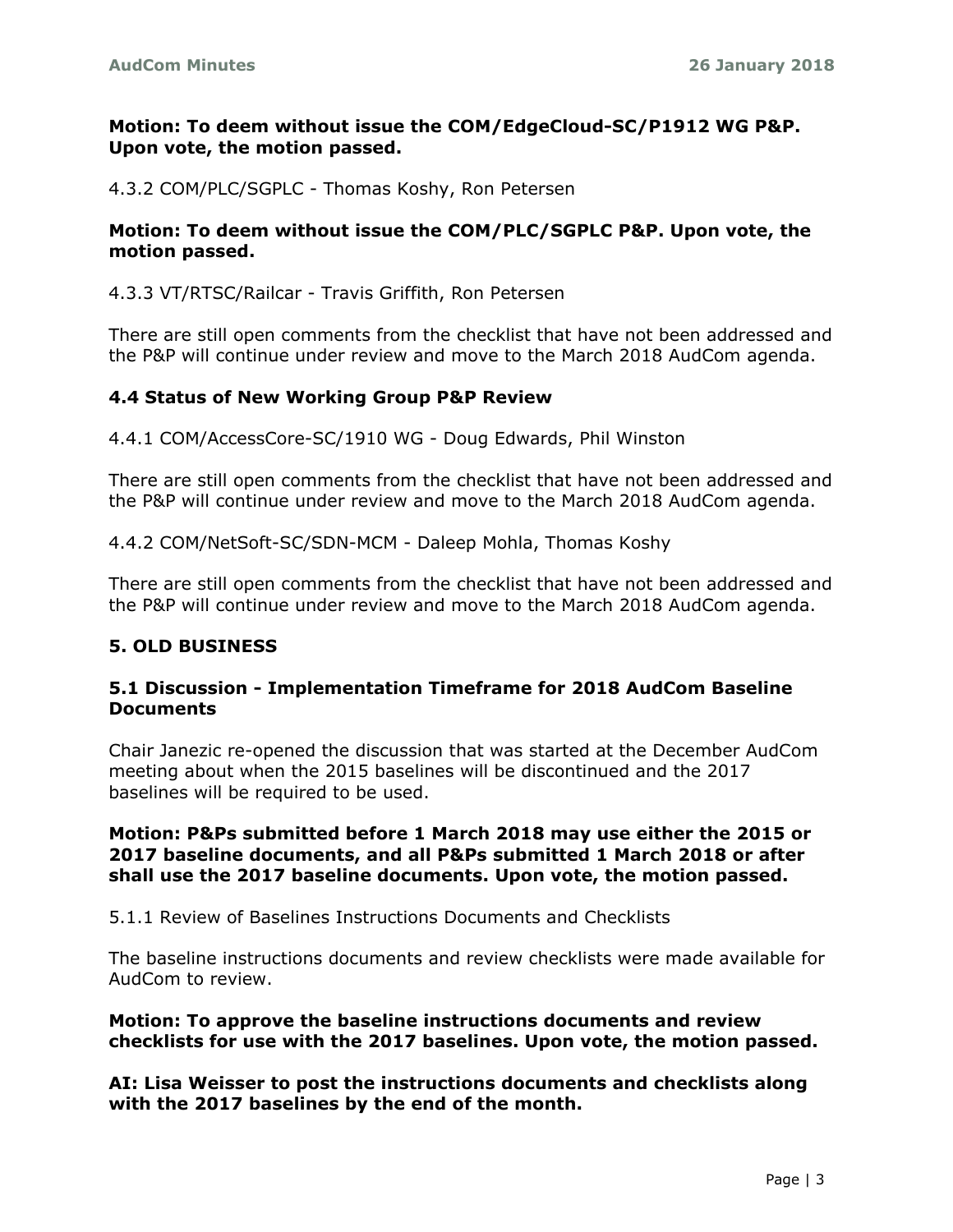**Motion: To deem without issue the COM/EdgeCloud-SC/P1912 WG P&P. Upon vote, the motion passed.**

4.3.2 COM/PLC/SGPLC - Thomas Koshy, Ron Petersen

**Motion: To deem without issue the COM/PLC/SGPLC P&P. Upon vote, the motion passed.**

4.3.3 VT/RTSC/Railcar - Travis Griffith, Ron Petersen

There are still open comments from the checklist that have not been addressed and the P&P will continue under review and move to the March 2018 AudCom agenda.

### 4.4 Status of New Working Group P&P Review

4.4.1 COM/AccessCore-SC/1910 WG - Doug Edwards, Phil Winston

There are still open comments from the checklist that have not been addressed and the P&P will continue under review and move to the March 2018 AudCom agenda.

4.4.2 COM/NetSoft-SC/SDN-MCM - Daleep Mohla, Thomas Koshy

There are still open comments from the checklist that have not been addressed and the P&P will continue under review and move to the March 2018 AudCom agenda.

## 5. OLD BUSINESS

### 5.1 Discussion - Implementation Timeframe for 2018 AudCom Baseline Documents

Chair Janezic re-opened the discussion that was started at the December AudCom meeting about when the 2015 baselines will be discontinued and the 2017 baselines will be required to be used.

**Motion: P&Ps submitted before 1 March 2018 may use either the 2015 or 2017 baseline documents, and all P&Ps submitted 1 March 2018 or after shall use the 2017 baseline documents. Upon vote, the motion passed.**

5.1.1 Review of Baselines Instructions Documents and Checklists

The baseline instructions documents and review checklists were made available for AudCom to review.

**Motion: To approve the baseline instructions documents and review checklists for use with the 2017 baselines. Upon vote, the motion passed.**

**AI: Lisa Weisser to post the instructions documents and checklists along with the 2017 baselines by the end of the month.**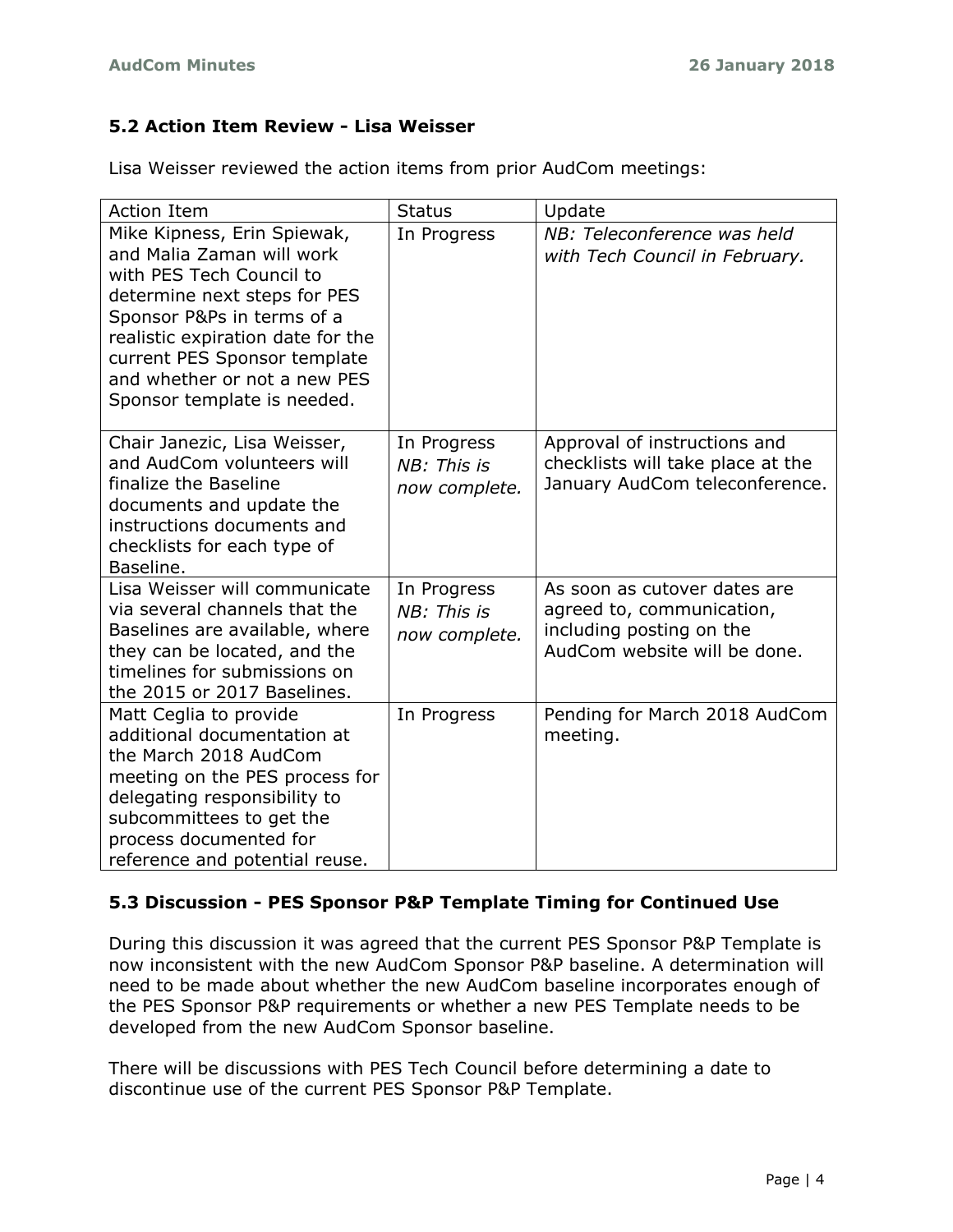### 5.2 Action Item Review - Lisa Weisser

Lisa Weisser reviewed the action items from prior AudCom meetings:

| Action Item | Status | Update |
|---|---|---|
| Mike Kipness, Erin Spiewak, and Malia Zaman will work with PES Tech Council to determine next steps for PES Sponsor P&Ps in terms of a realistic expiration date for the current PES Sponsor template and whether or not a new PES Sponsor template is needed. | In Progress | *NB: Teleconference was held with Tech Council in February.* |
| Chair Janezic, Lisa Weisser, and AudCom volunteers will finalize the Baseline documents and update the instructions documents and checklists for each type of Baseline. | In Progress *NB: This is now complete.* | Approval of instructions and checklists will take place at the January AudCom teleconference. |
| Lisa Weisser will communicate via several channels that the Baselines are available, where they can be located, and the timelines for submissions on the 2015 or 2017 Baselines. | In Progress *NB: This is now complete.* | As soon as cutover dates are agreed to, communication, including posting on the AudCom website will be done. |
| Matt Ceglia to provide additional documentation at the March 2018 AudCom meeting on the PES process for delegating responsibility to subcommittees to get the process documented for reference and potential reuse. | In Progress | Pending for March 2018 AudCom meeting. |

### 5.3 Discussion - PES Sponsor P&P Template Timing for Continued Use

During this discussion it was agreed that the current PES Sponsor P&P Template is now inconsistent with the new AudCom Sponsor P&P baseline. A determination will need to be made about whether the new AudCom baseline incorporates enough of the PES Sponsor P&P requirements or whether a new PES Template needs to be developed from the new AudCom Sponsor baseline.

There will be discussions with PES Tech Council before determining a date to discontinue use of the current PES Sponsor P&P Template.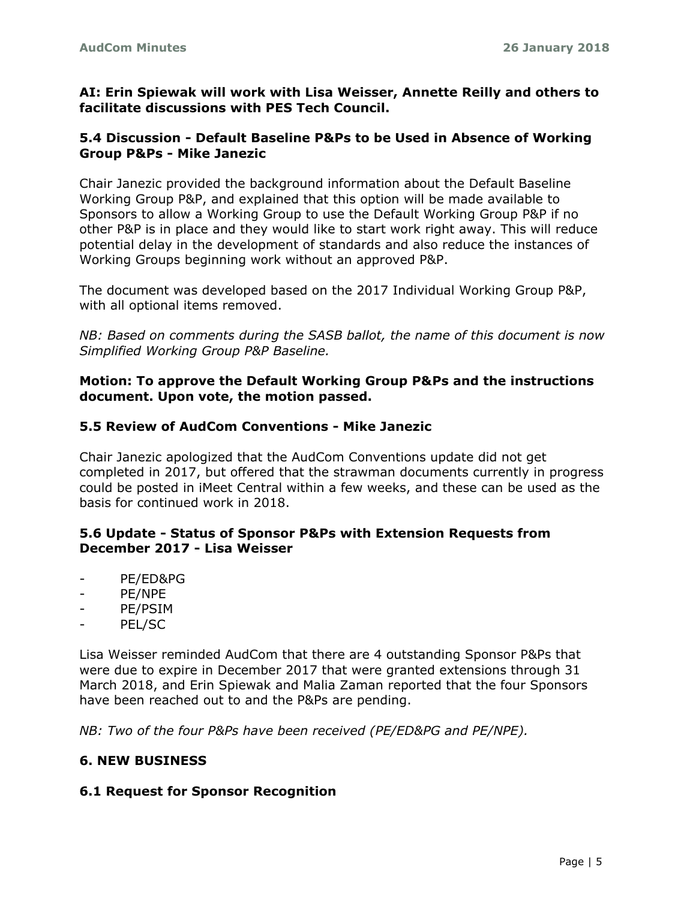**AI: Erin Spiewak will work with Lisa Weisser, Annette Reilly and others to facilitate discussions with PES Tech Council.**

### 5.4 Discussion - Default Baseline P&Ps to be Used in Absence of Working Group P&Ps - Mike Janezic

Chair Janezic provided the background information about the Default Baseline Working Group P&P, and explained that this option will be made available to Sponsors to allow a Working Group to use the Default Working Group P&P if no other P&P is in place and they would like to start work right away. This will reduce potential delay in the development of standards and also reduce the instances of Working Groups beginning work without an approved P&P.

The document was developed based on the 2017 Individual Working Group P&P, with all optional items removed.

*NB: Based on comments during the SASB ballot, the name of this document is now Simplified Working Group P&P Baseline.*

**Motion: To approve the Default Working Group P&Ps and the instructions document. Upon vote, the motion passed.**

### 5.5 Review of AudCom Conventions - Mike Janezic

Chair Janezic apologized that the AudCom Conventions update did not get completed in 2017, but offered that the strawman documents currently in progress could be posted in iMeet Central within a few weeks, and these can be used as the basis for continued work in 2018.

### 5.6 Update - Status of Sponsor P&Ps with Extension Requests from December 2017 - Lisa Weisser

- PE/ED&PG
- PE/NPE
- PE/PSIM
- PEL/SC

Lisa Weisser reminded AudCom that there are 4 outstanding Sponsor P&Ps that were due to expire in December 2017 that were granted extensions through 31 March 2018, and Erin Spiewak and Malia Zaman reported that the four Sponsors have been reached out to and the P&Ps are pending.

*NB: Two of the four P&Ps have been received (PE/ED&PG and PE/NPE).*

## 6. NEW BUSINESS

### 6.1 Request for Sponsor Recognition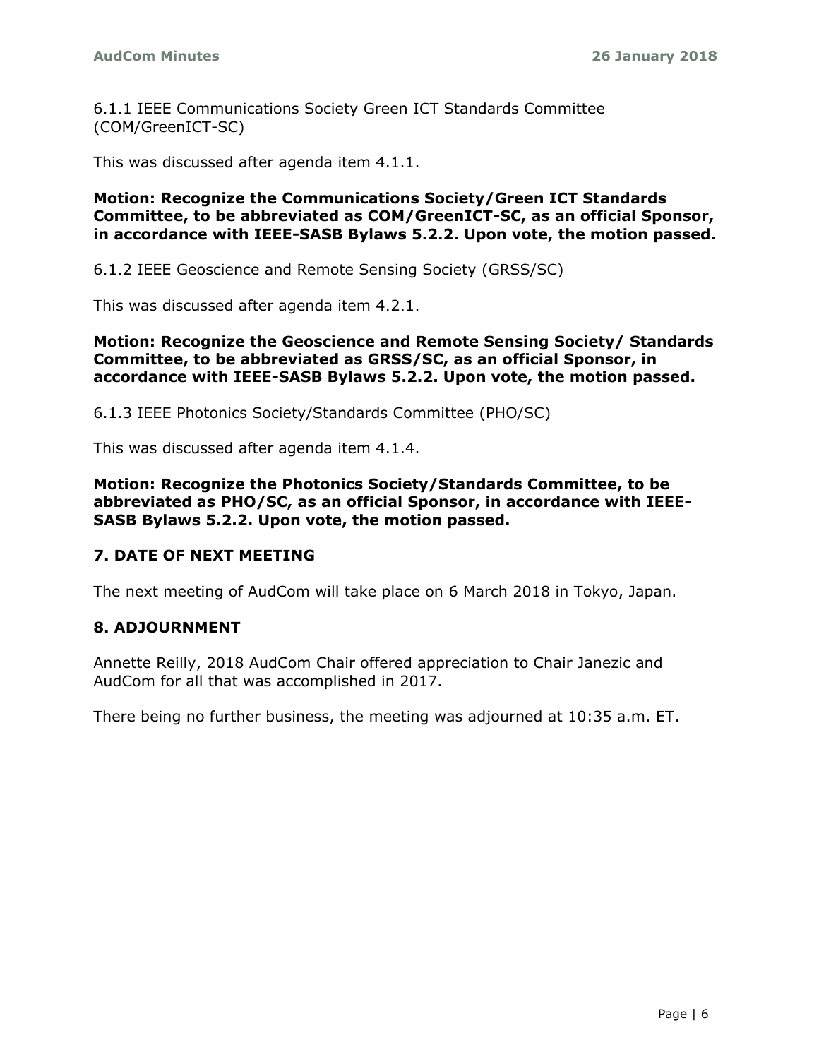6.1.1 IEEE Communications Society Green ICT Standards Committee (COM/GreenICT-SC)

This was discussed after agenda item 4.1.1.

**Motion: Recognize the Communications Society/Green ICT Standards Committee, to be abbreviated as COM/GreenICT-SC, as an official Sponsor, in accordance with IEEE-SASB Bylaws 5.2.2. Upon vote, the motion passed.**

6.1.2 IEEE Geoscience and Remote Sensing Society (GRSS/SC)

This was discussed after agenda item 4.2.1.

**Motion: Recognize the Geoscience and Remote Sensing Society/ Standards Committee, to be abbreviated as GRSS/SC, as an official Sponsor, in accordance with IEEE-SASB Bylaws 5.2.2. Upon vote, the motion passed.**

6.1.3 IEEE Photonics Society/Standards Committee (PHO/SC)

This was discussed after agenda item 4.1.4.

**Motion: Recognize the Photonics Society/Standards Committee, to be abbreviated as PHO/SC, as an official Sponsor, in accordance with IEEE-SASB Bylaws 5.2.2. Upon vote, the motion passed.**

## 7. DATE OF NEXT MEETING

The next meeting of AudCom will take place on 6 March 2018 in Tokyo, Japan.

## 8. ADJOURNMENT

Annette Reilly, 2018 AudCom Chair offered appreciation to Chair Janezic and AudCom for all that was accomplished in 2017.

There being no further business, the meeting was adjourned at 10:35 a.m. ET.